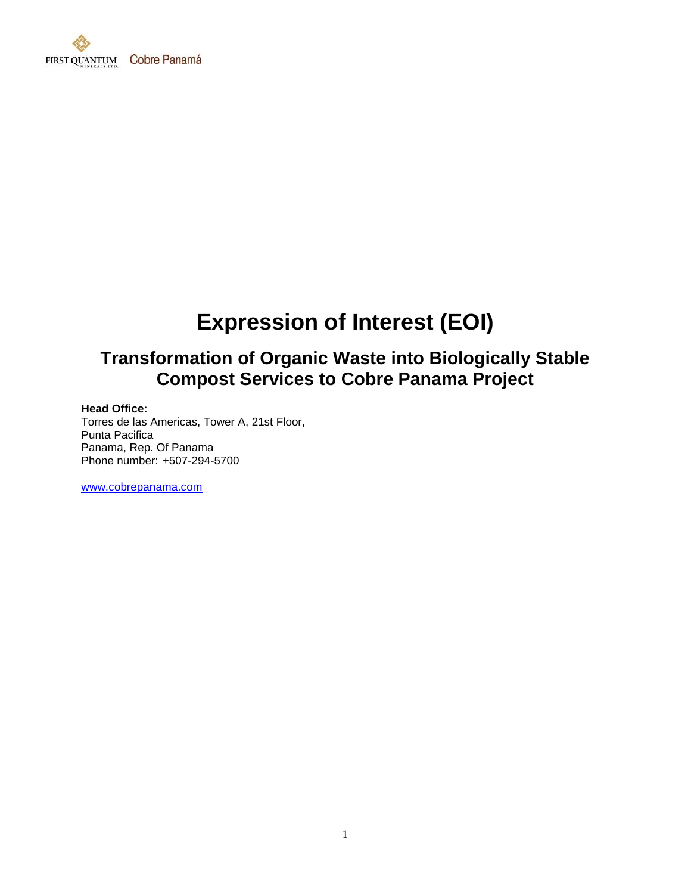FIRST QUANTUM MINERALS LTD. Cobre Panamá

# Expression of Interest (EOI)

## Transformation of Organic Waste into Biologically Stable Compost Services to Cobre Panama Project

**Head Office:**
Torres de las Americas, Tower A, 21st Floor,
Punta Pacifica
Panama, Rep. Of Panama
Phone number: +507-294-5700

[www.cobrepanama.com](http://www.cobrepanama.com)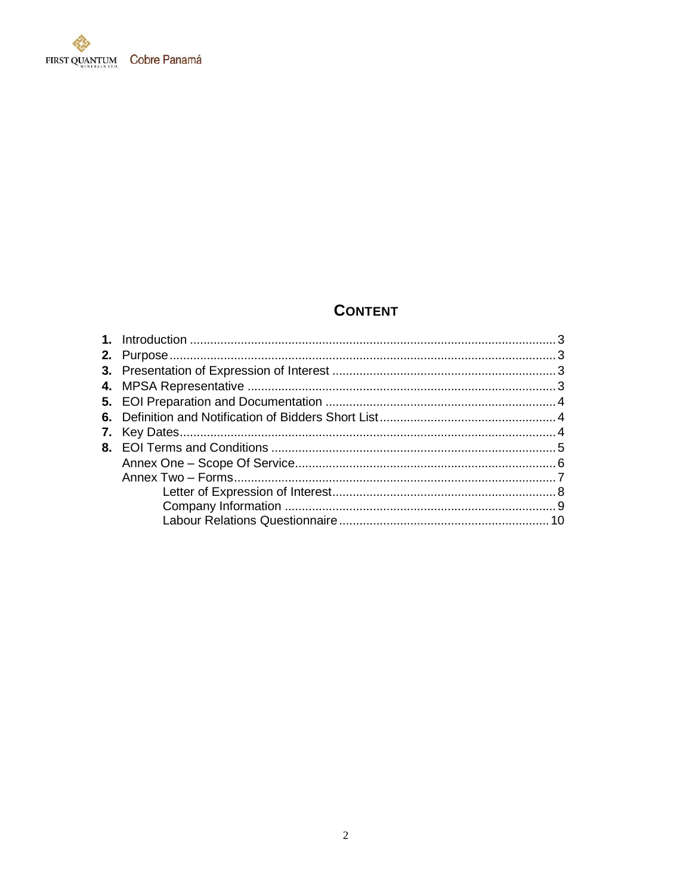## CONTENT

1. **1.** Introduction ... 3
2. **2.** Purpose ... 3
3. **3.** Presentation of Expression of Interest ... 3
4. **4.** MPSA Representative ... 3
5. **5.** EOI Preparation and Documentation ... 4
6. **6.** Definition and Notification of Bidders Short List ... 4
7. **7.** Key Dates ... 4
8. **8.** EOI Terms and Conditions ... 5

Annex One – Scope Of Service ... 6

Annex Two – Forms ... 7

- Letter of Expression of Interest ... 8
- Company Information ... 9
- Labour Relations Questionnaire ... 10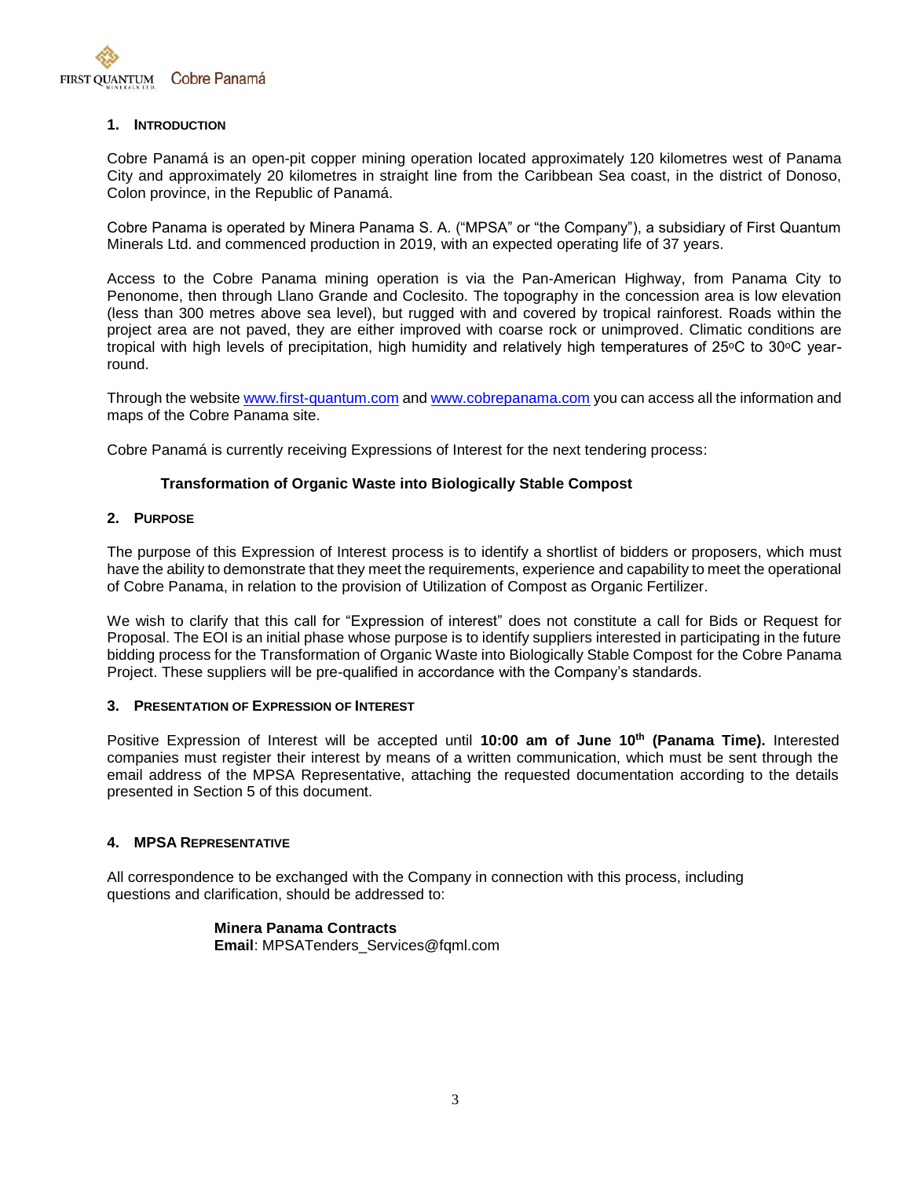## 1. Introduction

Cobre Panamá is an open-pit copper mining operation located approximately 120 kilometres west of Panama City and approximately 20 kilometres in straight line from the Caribbean Sea coast, in the district of Donoso, Colon province, in the Republic of Panamá.

Cobre Panama is operated by Minera Panama S. A. ("MPSA" or "the Company"), a subsidiary of First Quantum Minerals Ltd. and commenced production in 2019, with an expected operating life of 37 years.

Access to the Cobre Panama mining operation is via the Pan-American Highway, from Panama City to Penonome, then through Llano Grande and Coclesito. The topography in the concession area is low elevation (less than 300 metres above sea level), but rugged with and covered by tropical rainforest. Roads within the project area are not paved, they are either improved with coarse rock or unimproved. Climatic conditions are tropical with high levels of precipitation, high humidity and relatively high temperatures of 25ºC to 30ºC year-round.

Through the website www.first-quantum.com and www.cobrepanama.com you can access all the information and maps of the Cobre Panama site.

Cobre Panamá is currently receiving Expressions of Interest for the next tendering process:

**Transformation of Organic Waste into Biologically Stable Compost**

## 2. Purpose

The purpose of this Expression of Interest process is to identify a shortlist of bidders or proposers, which must have the ability to demonstrate that they meet the requirements, experience and capability to meet the operational of Cobre Panama, in relation to the provision of Utilization of Compost as Organic Fertilizer.

We wish to clarify that this call for "Expression of interest" does not constitute a call for Bids or Request for Proposal. The EOI is an initial phase whose purpose is to identify suppliers interested in participating in the future bidding process for the Transformation of Organic Waste into Biologically Stable Compost for the Cobre Panama Project. These suppliers will be pre-qualified in accordance with the Company's standards.

## 3. Presentation of Expression of Interest

Positive Expression of Interest will be accepted until **10:00 am of June 10th (Panama Time).** Interested companies must register their interest by means of a written communication, which must be sent through the email address of the MPSA Representative, attaching the requested documentation according to the details presented in Section 5 of this document.

## 4. MPSA Representative

All correspondence to be exchanged with the Company in connection with this process, including questions and clarification, should be addressed to:

**Minera Panama Contracts**
**Email**: MPSATenders_Services@fqml.com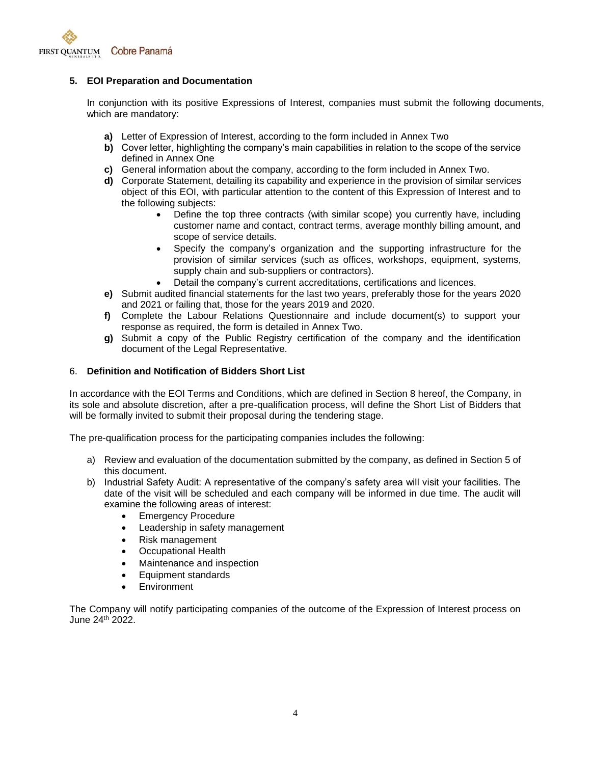## 5. EOI Preparation and Documentation

In conjunction with its positive Expressions of Interest, companies must submit the following documents, which are mandatory:

**a)** Letter of Expression of Interest, according to the form included in Annex Two
**b)** Cover letter, highlighting the company's main capabilities in relation to the scope of the service defined in Annex One
**c)** General information about the company, according to the form included in Annex Two.
**d)** Corporate Statement, detailing its capability and experience in the provision of similar services object of this EOI, with particular attention to the content of this Expression of Interest and to the following subjects:

- Define the top three contracts (with similar scope) you currently have, including customer name and contact, contract terms, average monthly billing amount, and scope of service details.
- Specify the company's organization and the supporting infrastructure for the provision of similar services (such as offices, workshops, equipment, systems, supply chain and sub-suppliers or contractors).
- Detail the company's current accreditations, certifications and licences.

**e)** Submit audited financial statements for the last two years, preferably those for the years 2020 and 2021 or failing that, those for the years 2019 and 2020.
**f)** Complete the Labour Relations Questionnaire and include document(s) to support your response as required, the form is detailed in Annex Two.
**g)** Submit a copy of the Public Registry certification of the company and the identification document of the Legal Representative.

## 6. Definition and Notification of Bidders Short List

In accordance with the EOI Terms and Conditions, which are defined in Section 8 hereof, the Company, in its sole and absolute discretion, after a pre-qualification process, will define the Short List of Bidders that will be formally invited to submit their proposal during the tendering stage.

The pre-qualification process for the participating companies includes the following:

a) Review and evaluation of the documentation submitted by the company, as defined in Section 5 of this document.
b) Industrial Safety Audit: A representative of the company's safety area will visit your facilities. The date of the visit will be scheduled and each company will be informed in due time. The audit will examine the following areas of interest:
   - Emergency Procedure
   - Leadership in safety management
   - Risk management
   - Occupational Health
   - Maintenance and inspection
   - Equipment standards
   - Environment

The Company will notify participating companies of the outcome of the Expression of Interest process on June 24th 2022.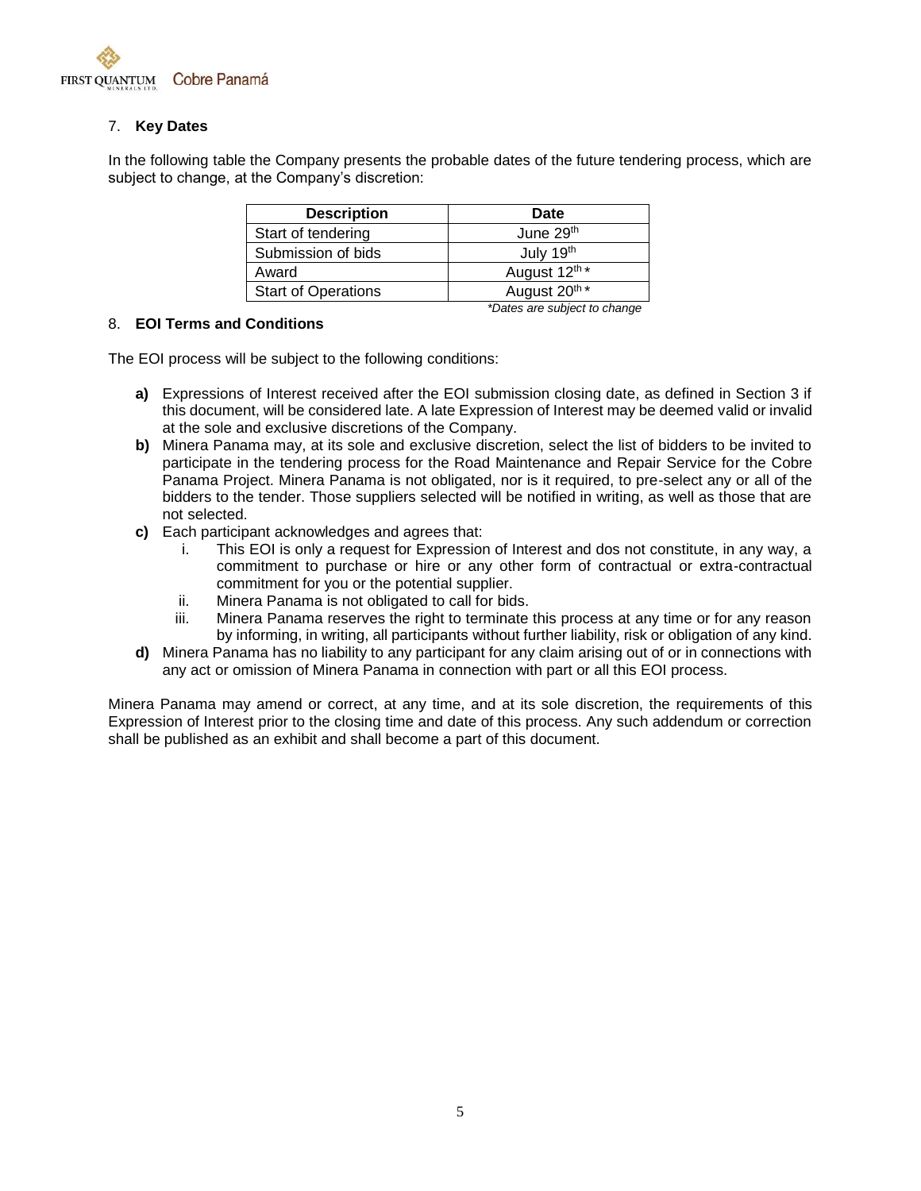## 7. **Key Dates**

In the following table the Company presents the probable dates of the future tendering process, which are subject to change, at the Company's discretion:

| Description | Date |
|---|---|
| Start of tendering | June 29th |
| Submission of bids | July 19th |
| Award | August 12th * |
| Start of Operations | August 20th * |

*\*Dates are subject to change*

## 8. **EOI Terms and Conditions**

The EOI process will be subject to the following conditions:

**a)** Expressions of Interest received after the EOI submission closing date, as defined in Section 3 if this document, will be considered late. A late Expression of Interest may be deemed valid or invalid at the sole and exclusive discretions of the Company.

**b)** Minera Panama may, at its sole and exclusive discretion, select the list of bidders to be invited to participate in the tendering process for the Road Maintenance and Repair Service for the Cobre Panama Project. Minera Panama is not obligated, nor is it required, to pre-select any or all of the bidders to the tender. Those suppliers selected will be notified in writing, as well as those that are not selected.

**c)** Each participant acknowledges and agrees that:

   i. This EOI is only a request for Expression of Interest and dos not constitute, in any way, a commitment to purchase or hire or any other form of contractual or extra-contractual commitment for you or the potential supplier.

   ii. Minera Panama is not obligated to call for bids.

   iii. Minera Panama reserves the right to terminate this process at any time or for any reason by informing, in writing, all participants without further liability, risk or obligation of any kind.

**d)** Minera Panama has no liability to any participant for any claim arising out of or in connections with any act or omission of Minera Panama in connection with part or all this EOI process.

Minera Panama may amend or correct, at any time, and at its sole discretion, the requirements of this Expression of Interest prior to the closing time and date of this process. Any such addendum or correction shall be published as an exhibit and shall become a part of this document.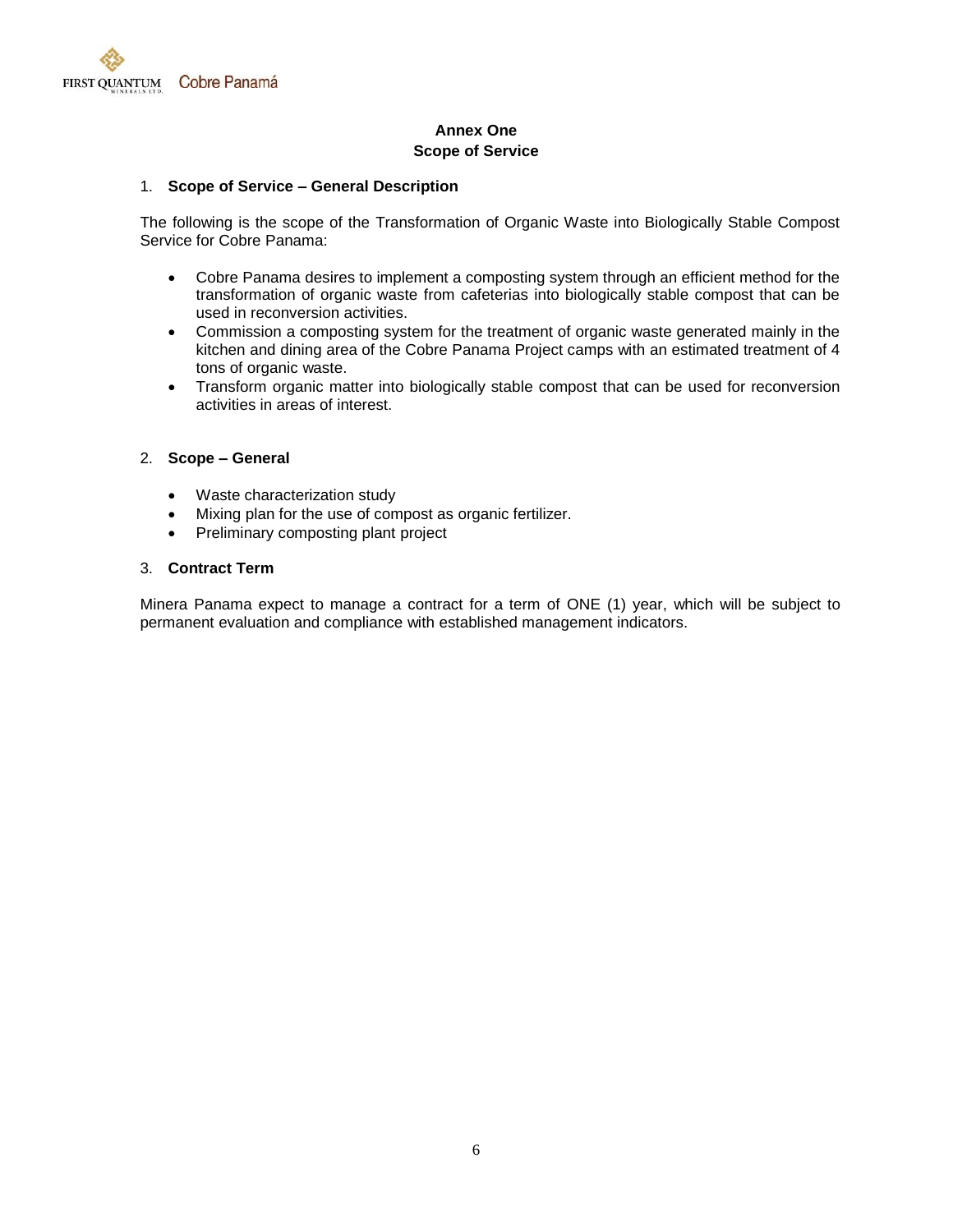# Annex One
## Scope of Service

1. **Scope of Service – General Description**

The following is the scope of the Transformation of Organic Waste into Biologically Stable Compost Service for Cobre Panama:

- Cobre Panama desires to implement a composting system through an efficient method for the transformation of organic waste from cafeterias into biologically stable compost that can be used in reconversion activities.
- Commission a composting system for the treatment of organic waste generated mainly in the kitchen and dining area of the Cobre Panama Project camps with an estimated treatment of 4 tons of organic waste.
- Transform organic matter into biologically stable compost that can be used for reconversion activities in areas of interest.

2. **Scope – General**

- Waste characterization study
- Mixing plan for the use of compost as organic fertilizer.
- Preliminary composting plant project

3. **Contract Term**

Minera Panama expect to manage a contract for a term of ONE (1) year, which will be subject to permanent evaluation and compliance with established management indicators.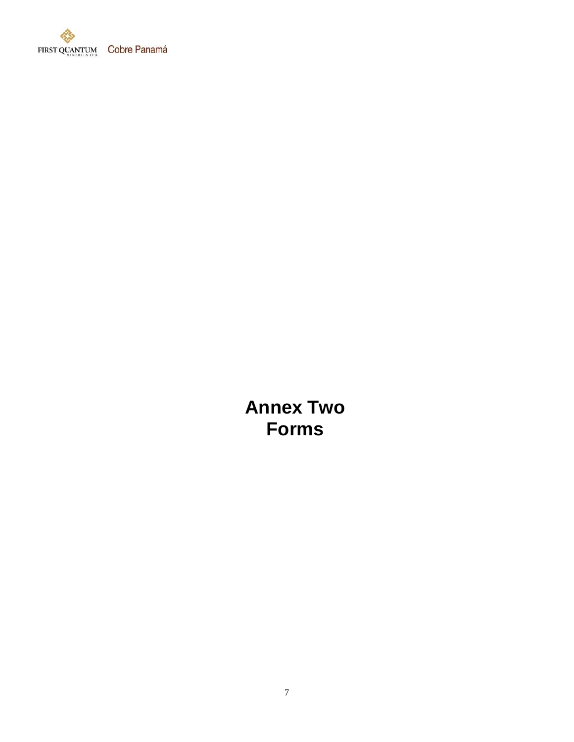# Annex Two
# Forms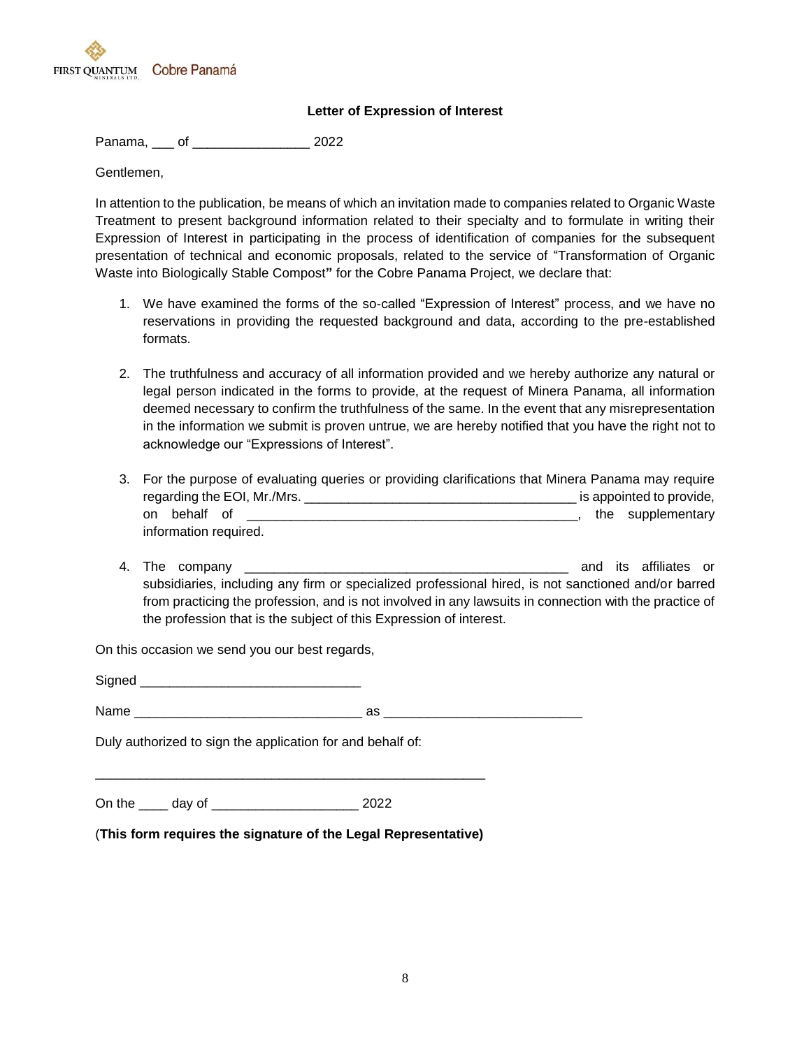**Letter of Expression of Interest**

Panama, ___ of ________________ 2022

Gentlemen,

In attention to the publication, be means of which an invitation made to companies related to Organic Waste Treatment to present background information related to their specialty and to formulate in writing their Expression of Interest in participating in the process of identification of companies for the subsequent presentation of technical and economic proposals, related to the service of "Transformation of Organic Waste into Biologically Stable Compost**"** for the Cobre Panama Project, we declare that:

1. We have examined the forms of the so-called "Expression of Interest" process, and we have no reservations in providing the requested background and data, according to the pre-established formats.

2. The truthfulness and accuracy of all information provided and we hereby authorize any natural or legal person indicated in the forms to provide, at the request of Minera Panama, all information deemed necessary to confirm the truthfulness of the same. In the event that any misrepresentation in the information we submit is proven untrue, we are hereby notified that you have the right not to acknowledge our "Expressions of Interest".

3. For the purpose of evaluating queries or providing clarifications that Minera Panama may require regarding the EOI, Mr./Mrs. _____________________________________ is appointed to provide, on behalf of _____________________________________________, the supplementary information required.

4. The company ____________________________________________ and its affiliates or subsidiaries, including any firm or specialized professional hired, is not sanctioned and/or barred from practicing the profession, and is not involved in any lawsuits in connection with the practice of the profession that is the subject of this Expression of interest.

On this occasion we send you our best regards,

Signed ______________________________

Name ______________________________ as ___________________________

Duly authorized to sign the application for and behalf of:

_____________________________________________________

On the ____ day of ___________________ 2022

(**This form requires the signature of the Legal Representative)**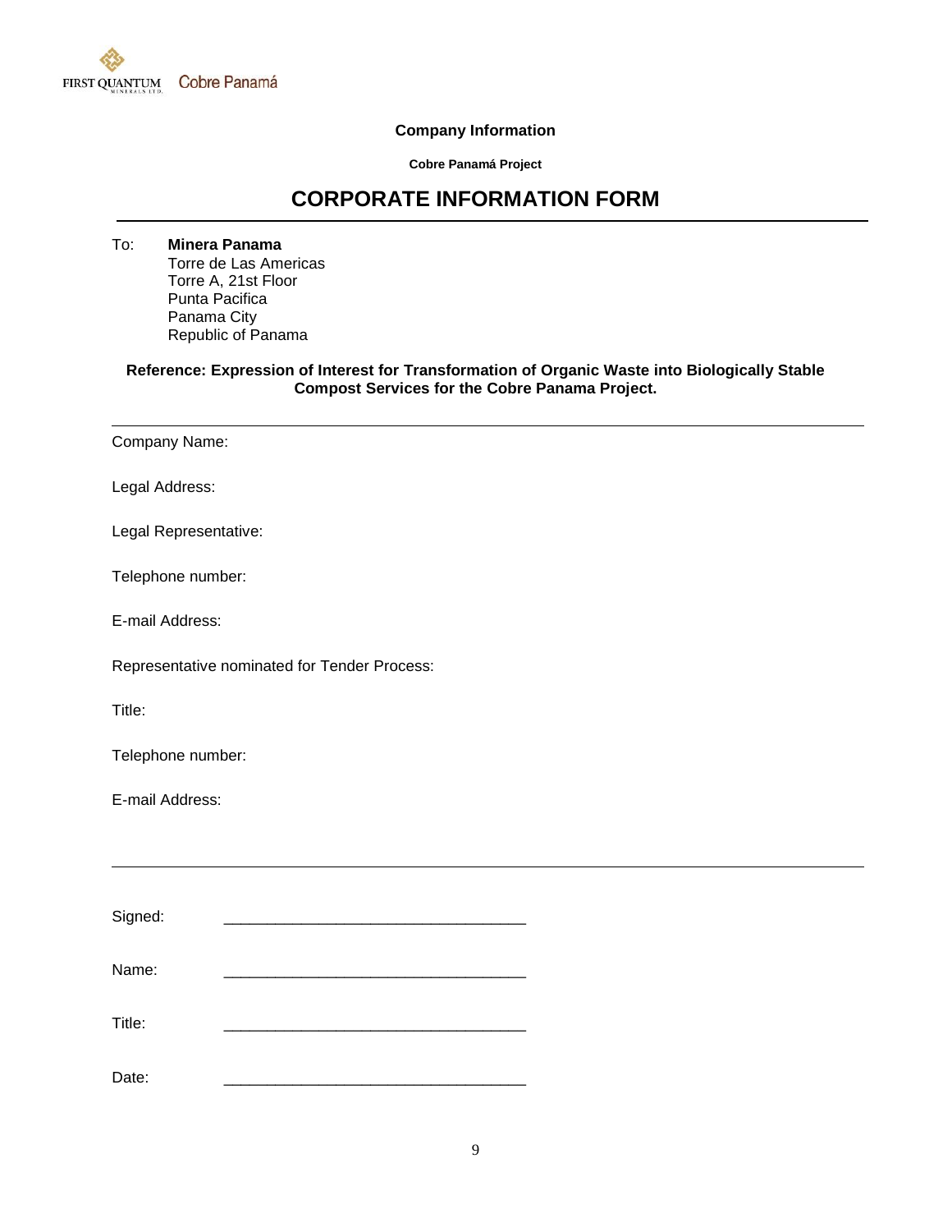**Company Information**

**Cobre Panamá Project**

# CORPORATE INFORMATION FORM

---

To: **Minera Panama**
Torre de Las Americas
Torre A, 21st Floor
Punta Pacifica
Panama City
Republic of Panama

**Reference: Expression of Interest for Transformation of Organic Waste into Biologically Stable Compost Services for the Cobre Panama Project.**

---

Company Name:

Legal Address:

Legal Representative:

Telephone number:

E-mail Address:

Representative nominated for Tender Process:

Title:

Telephone number:

E-mail Address:

---

Signed: ___________________________________

Name: ___________________________________

Title: ___________________________________

Date: ___________________________________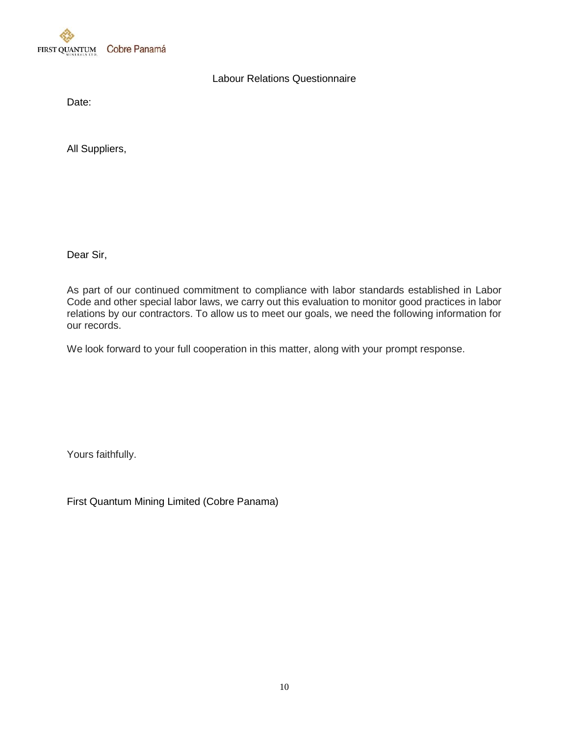FIRST QUANTUM Cobre Panamá

# Labour Relations Questionnaire

Date:

All Suppliers,

Dear Sir,

As part of our continued commitment to compliance with labor standards established in Labor Code and other special labor laws, we carry out this evaluation to monitor good practices in labor relations by our contractors. To allow us to meet our goals, we need the following information for our records.

We look forward to your full cooperation in this matter, along with your prompt response.

Yours faithfully.

First Quantum Mining Limited (Cobre Panama)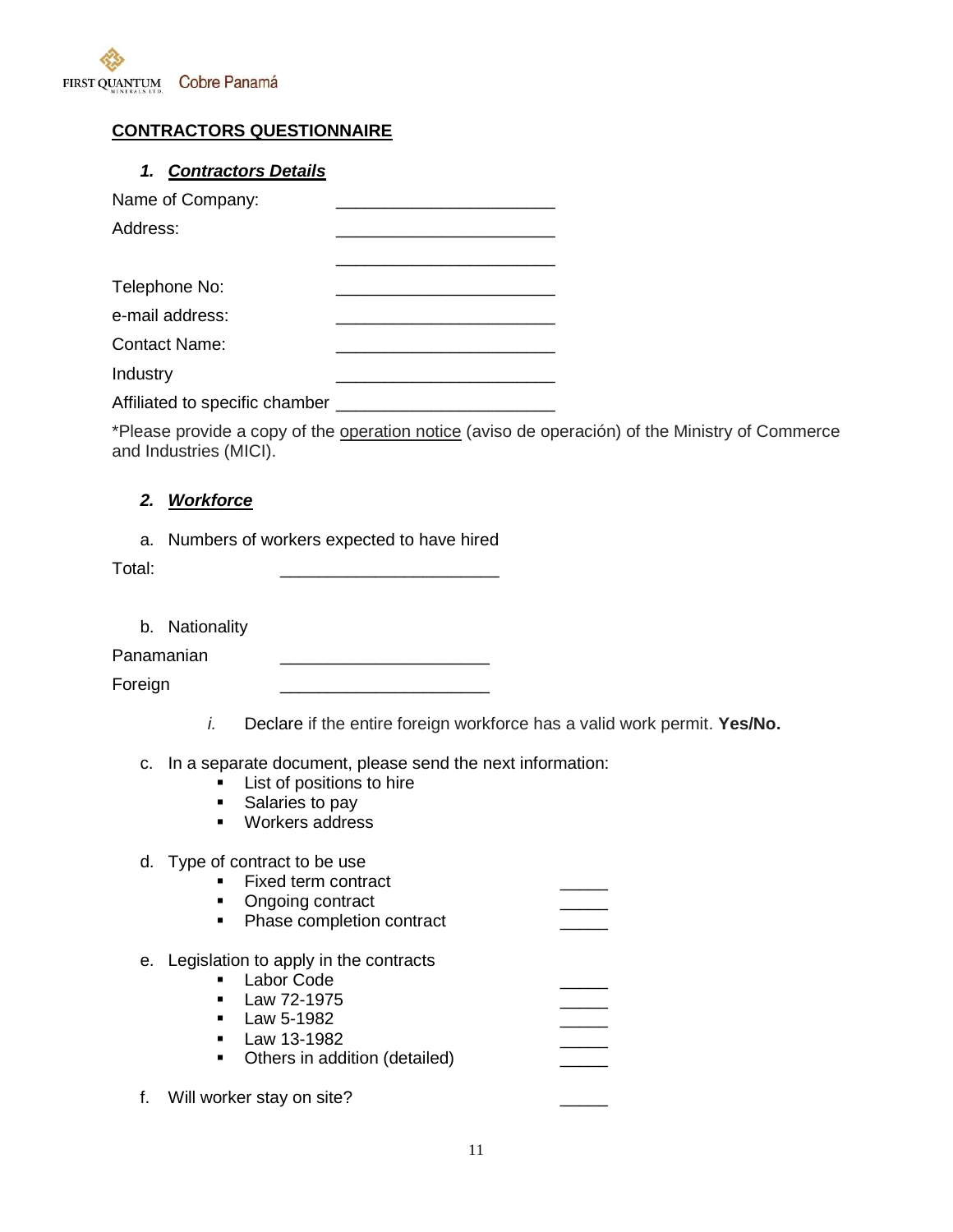**CONTRACTORS QUESTIONNAIRE**

## 1. *Contractors Details*

Name of Company: _______________________

Address: _______________________

_______________________

Telephone No: _______________________

e-mail address: _______________________

Contact Name: _______________________

Industry _______________________

Affiliated to specific chamber _______________________

*Please provide a copy of the operation notice (aviso de operación) of the Ministry of Commerce and Industries (MICI).

## 2. *Workforce*

a. Numbers of workers expected to have hired

Total: _______________________

b. Nationality

Panamanian _______________________

Foreign _______________________

*i.* Declare if the entire foreign workforce has a valid work permit. **Yes/No.**

c. In a separate document, please send the next information:

- List of positions to hire
- Salaries to pay
- Workers address

d. Type of contract to be use

- Fixed term contract _____
- Ongoing contract _____
- Phase completion contract _____

e. Legislation to apply in the contracts

- Labor Code _____
- Law 72-1975 _____
- Law 5-1982 _____
- Law 13-1982 _____
- Others in addition (detailed) _____

f. Will worker stay on site? _____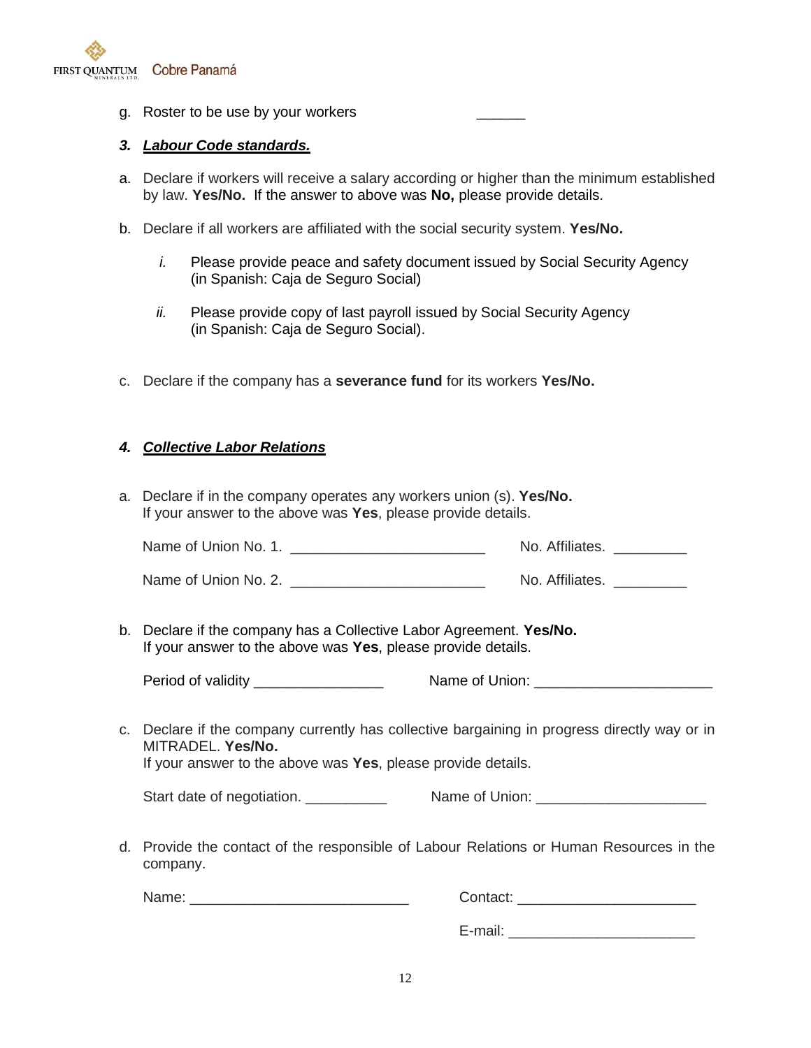g. Roster to be use by your workers ______

### 3. ***Labour Code standards.***

a. Declare if workers will receive a salary according or higher than the minimum established by law. **Yes/No.** If the answer to above was **No,** please provide details.

b. Declare if all workers are affiliated with the social security system. **Yes/No.**

   *i.* Please provide peace and safety document issued by Social Security Agency (in Spanish: Caja de Seguro Social)

   *ii.* Please provide copy of last payroll issued by Social Security Agency (in Spanish: Caja de Seguro Social).

c. Declare if the company has a **severance fund** for its workers **Yes/No.**

### 4. ***Collective Labor Relations***

a. Declare if in the company operates any workers union (s). **Yes/No.**
   If your answer to the above was **Yes**, please provide details.

   Name of Union No. 1. ________________________ No. Affiliates. _________

   Name of Union No. 2. ________________________ No. Affiliates. _________

b. Declare if the company has a Collective Labor Agreement. **Yes/No.**
   If your answer to the above was **Yes**, please provide details.

   Period of validity ________________ Name of Union: ______________________

c. Declare if the company currently has collective bargaining in progress directly way or in MITRADEL. **Yes/No.**
   If your answer to the above was **Yes**, please provide details.

   Start date of negotiation. __________ Name of Union: _____________________

d. Provide the contact of the responsible of Labour Relations or Human Resources in the company.

   Name: ___________________________ Contact: ______________________

   E-mail: _______________________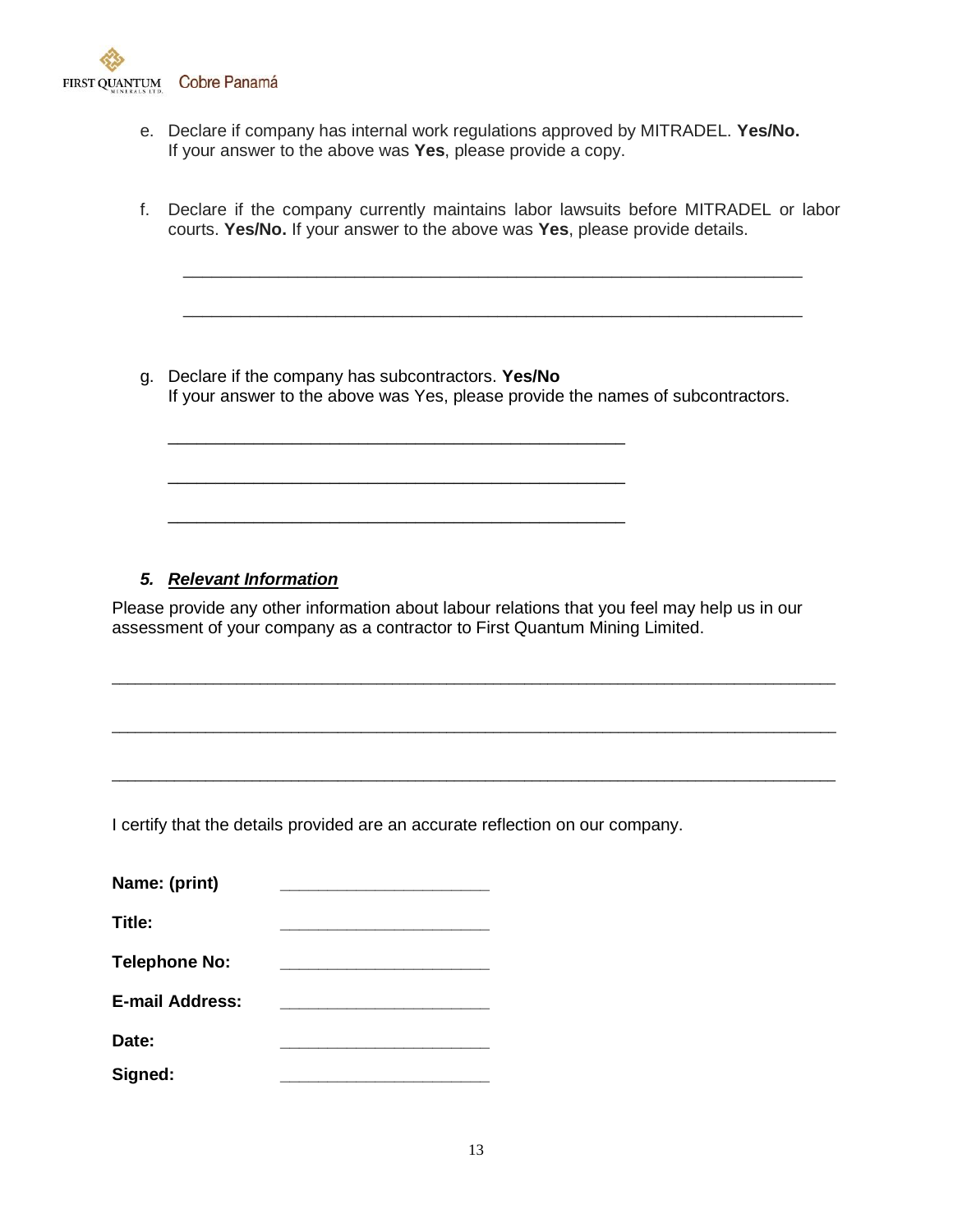e. Declare if company has internal work regulations approved by MITRADEL. **Yes/No.** If your answer to the above was **Yes**, please provide a copy.

f. Declare if the company currently maintains labor lawsuits before MITRADEL or labor courts. **Yes/No.** If your answer to the above was **Yes**, please provide details.

_______________________________________________________________________

_______________________________________________________________________

g. Declare if the company has subcontractors. **Yes/No** If your answer to the above was Yes, please provide the names of subcontractors.

_____________________________________________

_____________________________________________

_____________________________________________

### *5. Relevant Information*

Please provide any other information about labour relations that you feel may help us in our assessment of your company as a contractor to First Quantum Mining Limited.

_______________________________________________________________________________

_______________________________________________________________________________

_______________________________________________________________________________

I certify that the details provided are an accurate reflection on our company.

**Name: (print)** ______________________

**Title:** ______________________

**Telephone No:** ______________________

**E-mail Address:** ______________________

**Date:** ______________________

**Signed:** ______________________